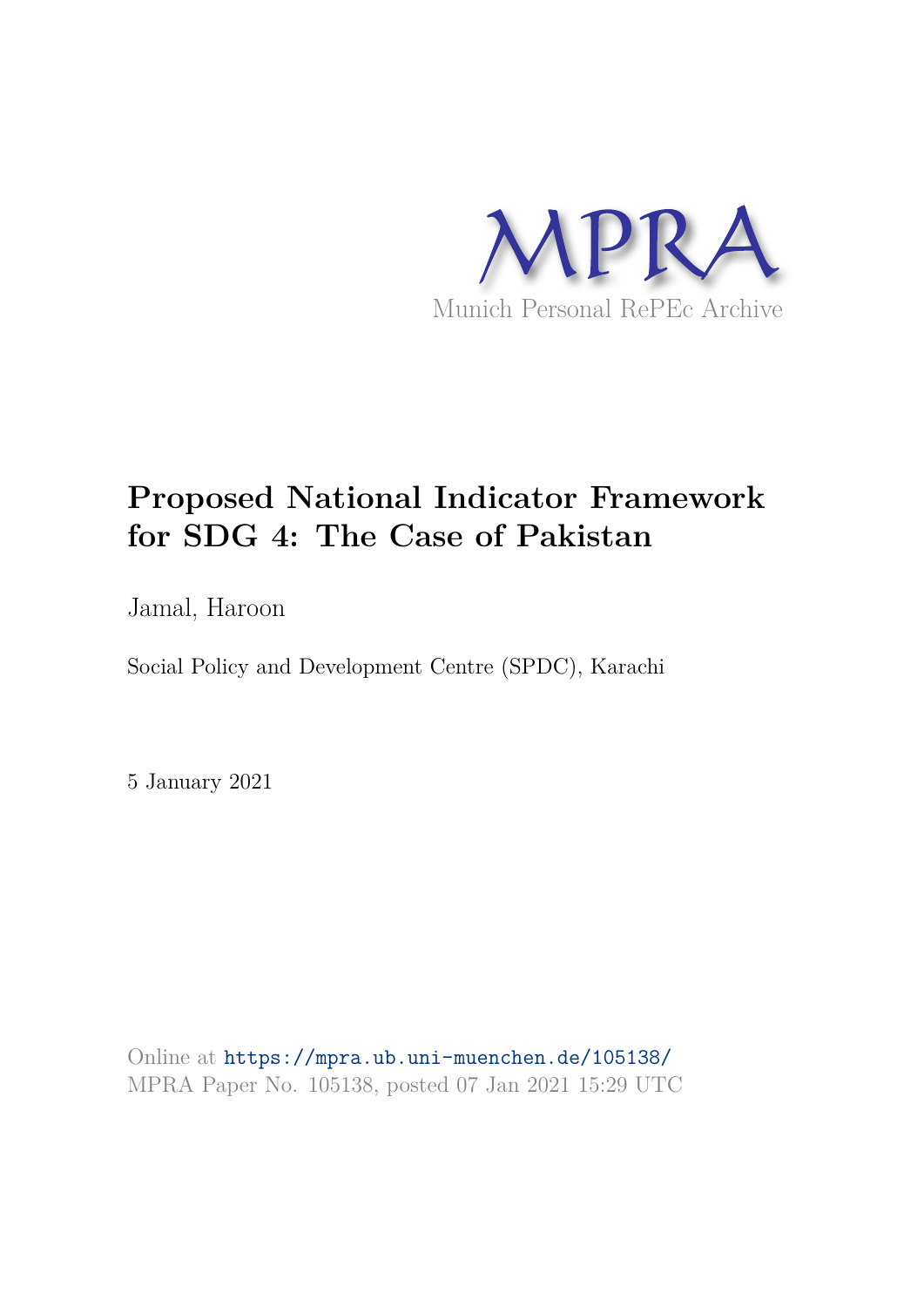MPRA

Munich Personal RePEc Archive

# Proposed National Indicator Framework for SDG 4: The Case of Pakistan

Jamal, Haroon

Social Policy and Development Centre (SPDC), Karachi

5 January 2021

Online at https://mpra.ub.uni-muenchen.de/105138/
MPRA Paper No. 105138, posted 07 Jan 2021 15:29 UTC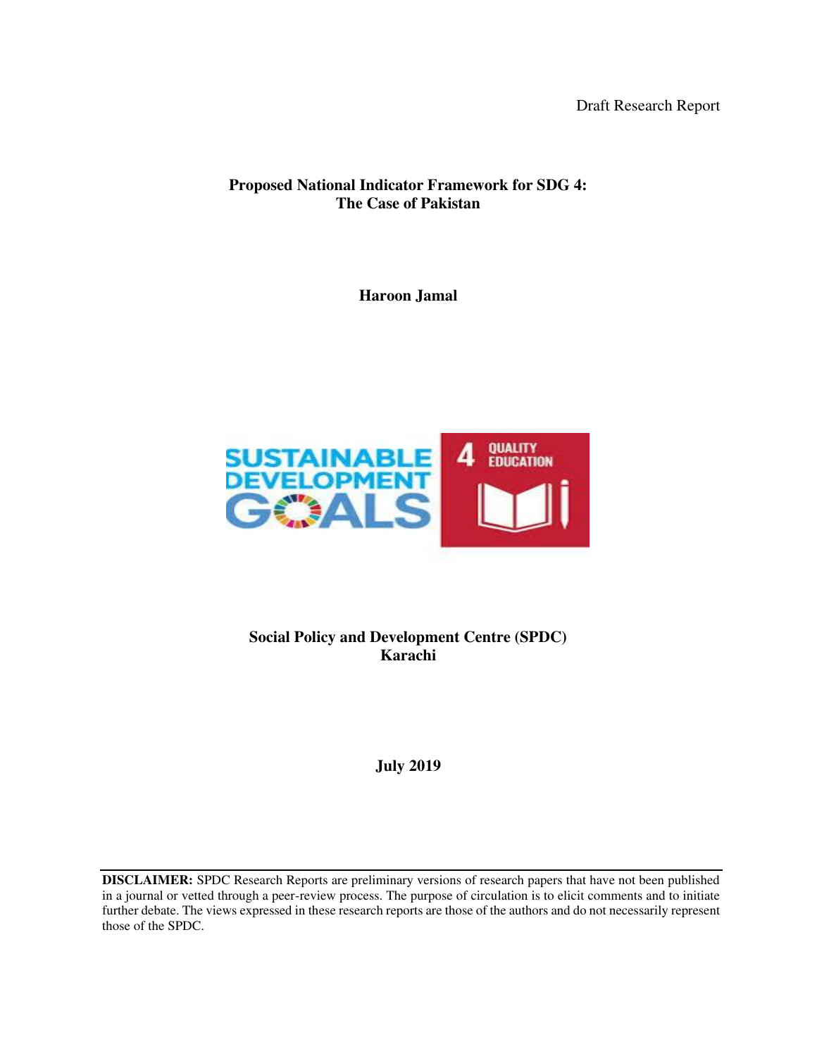Draft Research Report

**Proposed National Indicator Framework for SDG 4:**
**The Case of Pakistan**

**Haroon Jamal**

**Social Policy and Development Centre (SPDC)**
**Karachi**

**July 2019**

---

**DISCLAIMER:** SPDC Research Reports are preliminary versions of research papers that have not been published in a journal or vetted through a peer-review process. The purpose of circulation is to elicit comments and to initiate further debate. The views expressed in these research reports are those of the authors and do not necessarily represent those of the SPDC.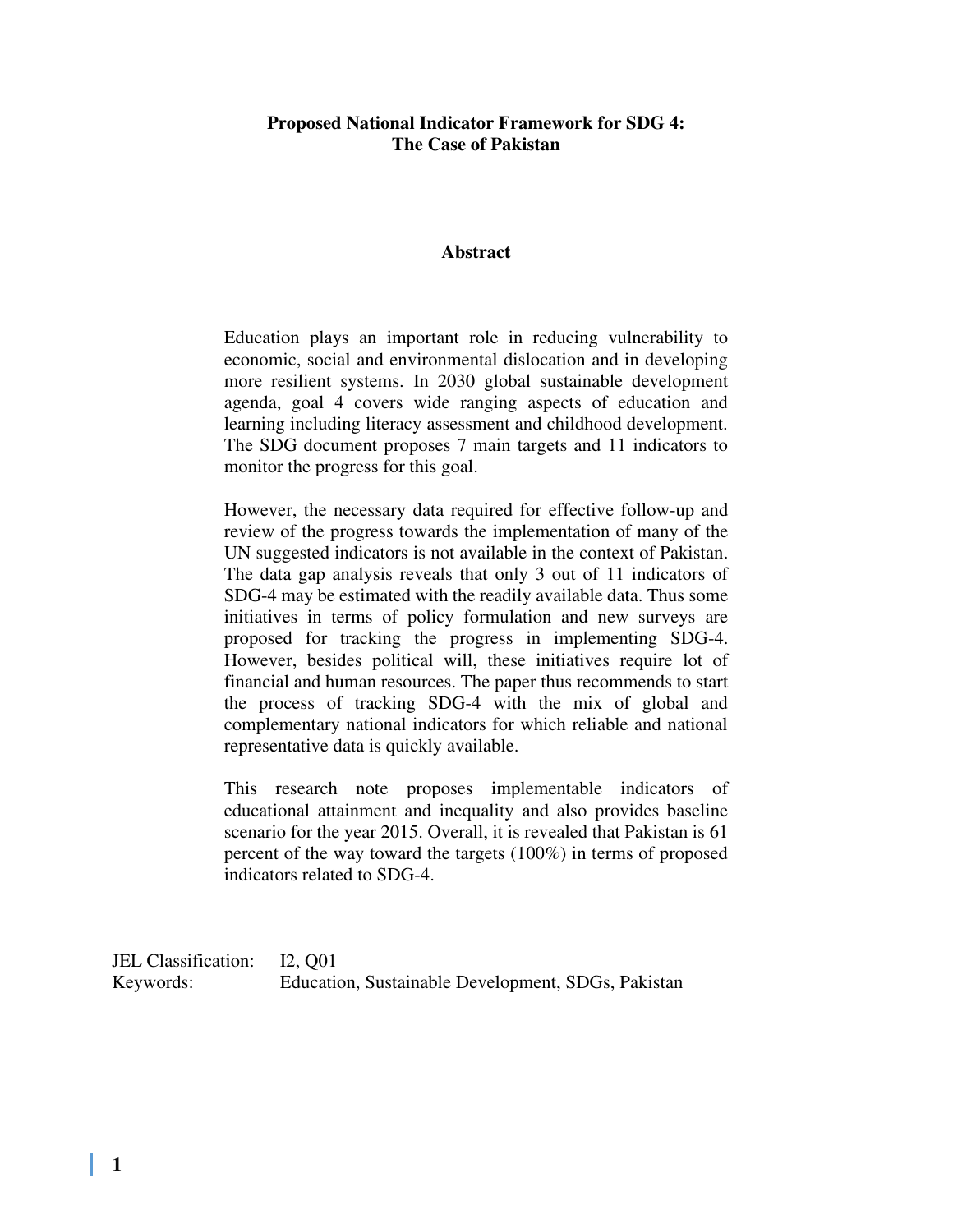# Proposed National Indicator Framework for SDG 4: The Case of Pakistan

## Abstract

Education plays an important role in reducing vulnerability to economic, social and environmental dislocation and in developing more resilient systems. In 2030 global sustainable development agenda, goal 4 covers wide ranging aspects of education and learning including literacy assessment and childhood development. The SDG document proposes 7 main targets and 11 indicators to monitor the progress for this goal.

However, the necessary data required for effective follow-up and review of the progress towards the implementation of many of the UN suggested indicators is not available in the context of Pakistan. The data gap analysis reveals that only 3 out of 11 indicators of SDG-4 may be estimated with the readily available data. Thus some initiatives in terms of policy formulation and new surveys are proposed for tracking the progress in implementing SDG-4. However, besides political will, these initiatives require lot of financial and human resources. The paper thus recommends to start the process of tracking SDG-4 with the mix of global and complementary national indicators for which reliable and national representative data is quickly available.

This research note proposes implementable indicators of educational attainment and inequality and also provides baseline scenario for the year 2015. Overall, it is revealed that Pakistan is 61 percent of the way toward the targets (100%) in terms of proposed indicators related to SDG-4.

JEL Classification: I2, Q01
Keywords: Education, Sustainable Development, SDGs, Pakistan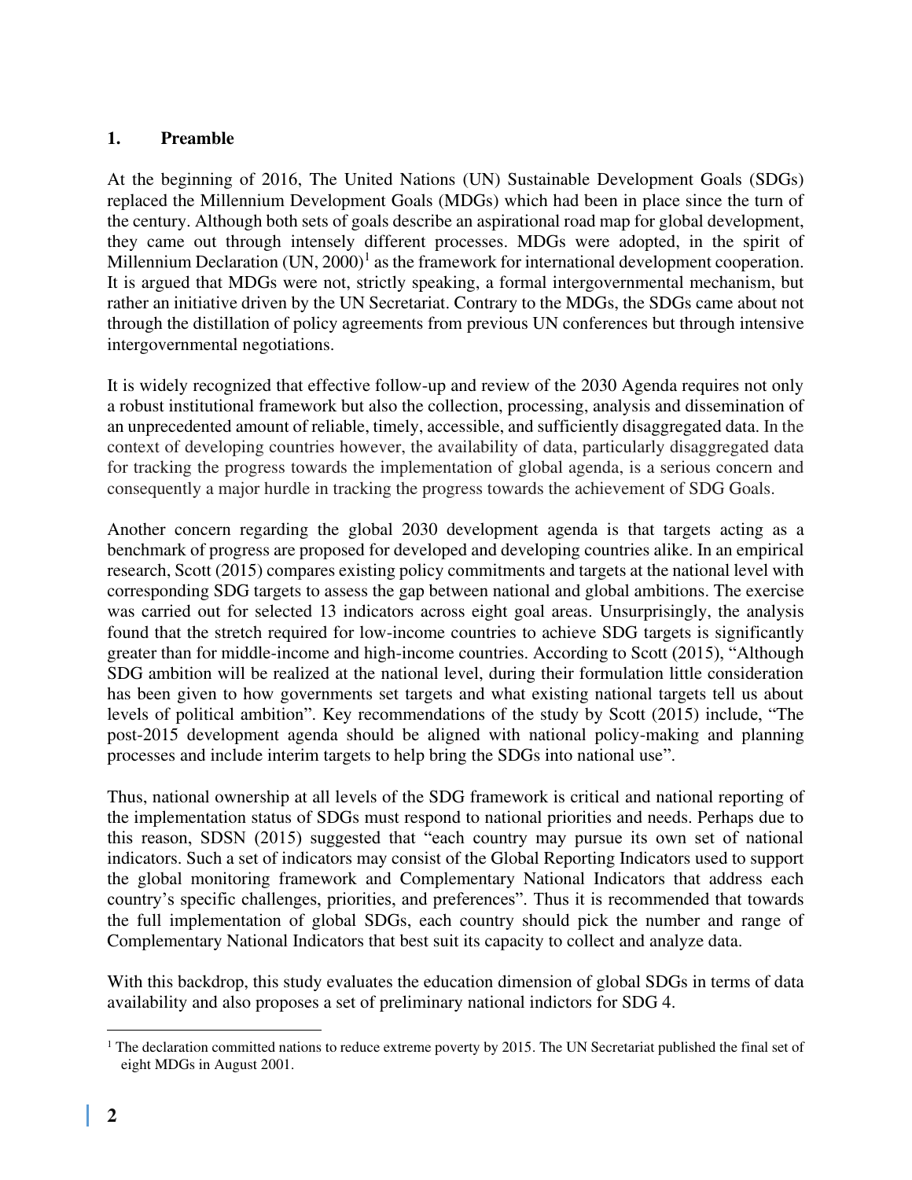## 1. Preamble

At the beginning of 2016, The United Nations (UN) Sustainable Development Goals (SDGs) replaced the Millennium Development Goals (MDGs) which had been in place since the turn of the century. Although both sets of goals describe an aspirational road map for global development, they came out through intensely different processes. MDGs were adopted, in the spirit of Millennium Declaration (UN, 2000)[1] as the framework for international development cooperation. It is argued that MDGs were not, strictly speaking, a formal intergovernmental mechanism, but rather an initiative driven by the UN Secretariat. Contrary to the MDGs, the SDGs came about not through the distillation of policy agreements from previous UN conferences but through intensive intergovernmental negotiations.

It is widely recognized that effective follow-up and review of the 2030 Agenda requires not only a robust institutional framework but also the collection, processing, analysis and dissemination of an unprecedented amount of reliable, timely, accessible, and sufficiently disaggregated data. In the context of developing countries however, the availability of data, particularly disaggregated data for tracking the progress towards the implementation of global agenda, is a serious concern and consequently a major hurdle in tracking the progress towards the achievement of SDG Goals.

Another concern regarding the global 2030 development agenda is that targets acting as a benchmark of progress are proposed for developed and developing countries alike. In an empirical research, Scott (2015) compares existing policy commitments and targets at the national level with corresponding SDG targets to assess the gap between national and global ambitions. The exercise was carried out for selected 13 indicators across eight goal areas. Unsurprisingly, the analysis found that the stretch required for low-income countries to achieve SDG targets is significantly greater than for middle-income and high-income countries. According to Scott (2015), "Although SDG ambition will be realized at the national level, during their formulation little consideration has been given to how governments set targets and what existing national targets tell us about levels of political ambition". Key recommendations of the study by Scott (2015) include, "The post-2015 development agenda should be aligned with national policy-making and planning processes and include interim targets to help bring the SDGs into national use".

Thus, national ownership at all levels of the SDG framework is critical and national reporting of the implementation status of SDGs must respond to national priorities and needs. Perhaps due to this reason, SDSN (2015) suggested that "each country may pursue its own set of national indicators. Such a set of indicators may consist of the Global Reporting Indicators used to support the global monitoring framework and Complementary National Indicators that address each country's specific challenges, priorities, and preferences". Thus it is recommended that towards the full implementation of global SDGs, each country should pick the number and range of Complementary National Indicators that best suit its capacity to collect and analyze data.

With this backdrop, this study evaluates the education dimension of global SDGs in terms of data availability and also proposes a set of preliminary national indictors for SDG 4.

---

[1] The declaration committed nations to reduce extreme poverty by 2015. The UN Secretariat published the final set of eight MDGs in August 2001.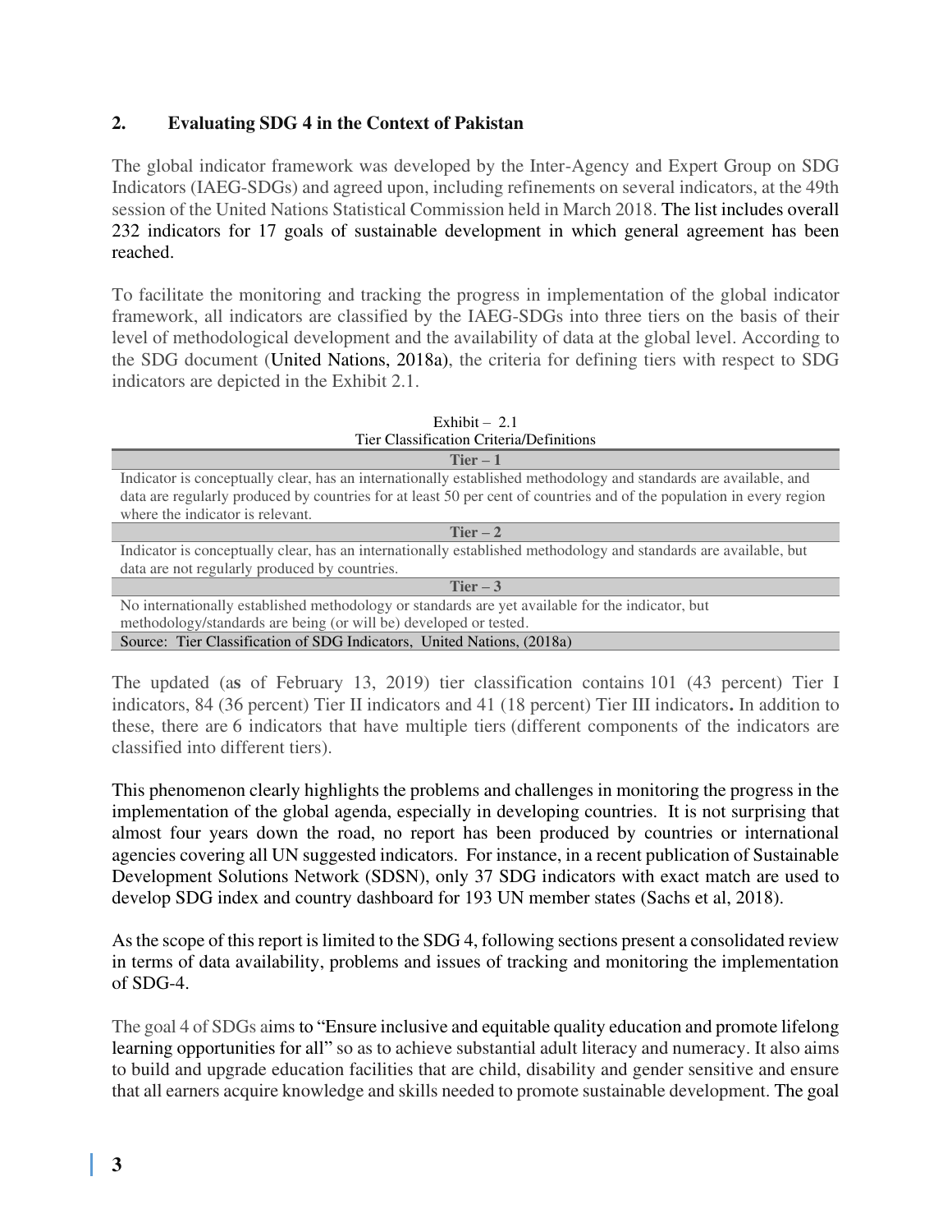## 2. Evaluating SDG 4 in the Context of Pakistan

The global indicator framework was developed by the Inter-Agency and Expert Group on SDG Indicators (IAEG-SDGs) and agreed upon, including refinements on several indicators, at the 49th session of the United Nations Statistical Commission held in March 2018. The list includes overall 232 indicators for 17 goals of sustainable development in which general agreement has been reached.

To facilitate the monitoring and tracking the progress in implementation of the global indicator framework, all indicators are classified by the IAEG-SDGs into three tiers on the basis of their level of methodological development and the availability of data at the global level. According to the SDG document (United Nations, 2018a), the criteria for defining tiers with respect to SDG indicators are depicted in the Exhibit 2.1.

Exhibit – 2.1
Tier Classification Criteria/Definitions

| Tier – 1 |
|---|
| Indicator is conceptually clear, has an internationally established methodology and standards are available, and data are regularly produced by countries for at least 50 per cent of countries and of the population in every region where the indicator is relevant. |
| **Tier – 2** |
| Indicator is conceptually clear, has an internationally established methodology and standards are available, but data are not regularly produced by countries. |
| **Tier – 3** |
| No internationally established methodology or standards are yet available for the indicator, but methodology/standards are being (or will be) developed or tested. |
| Source: Tier Classification of SDG Indicators, United Nations, (2018a) |

The updated (as of February 13, 2019) tier classification contains 101 (43 percent) Tier I indicators, 84 (36 percent) Tier II indicators and 41 (18 percent) Tier III indicators. In addition to these, there are 6 indicators that have multiple tiers (different components of the indicators are classified into different tiers).

This phenomenon clearly highlights the problems and challenges in monitoring the progress in the implementation of the global agenda, especially in developing countries. It is not surprising that almost four years down the road, no report has been produced by countries or international agencies covering all UN suggested indicators. For instance, in a recent publication of Sustainable Development Solutions Network (SDSN), only 37 SDG indicators with exact match are used to develop SDG index and country dashboard for 193 UN member states (Sachs et al, 2018).

As the scope of this report is limited to the SDG 4, following sections present a consolidated review in terms of data availability, problems and issues of tracking and monitoring the implementation of SDG-4.

The goal 4 of SDGs aims to "Ensure inclusive and equitable quality education and promote lifelong learning opportunities for all" so as to achieve substantial adult literacy and numeracy. It also aims to build and upgrade education facilities that are child, disability and gender sensitive and ensure that all earners acquire knowledge and skills needed to promote sustainable development. The goal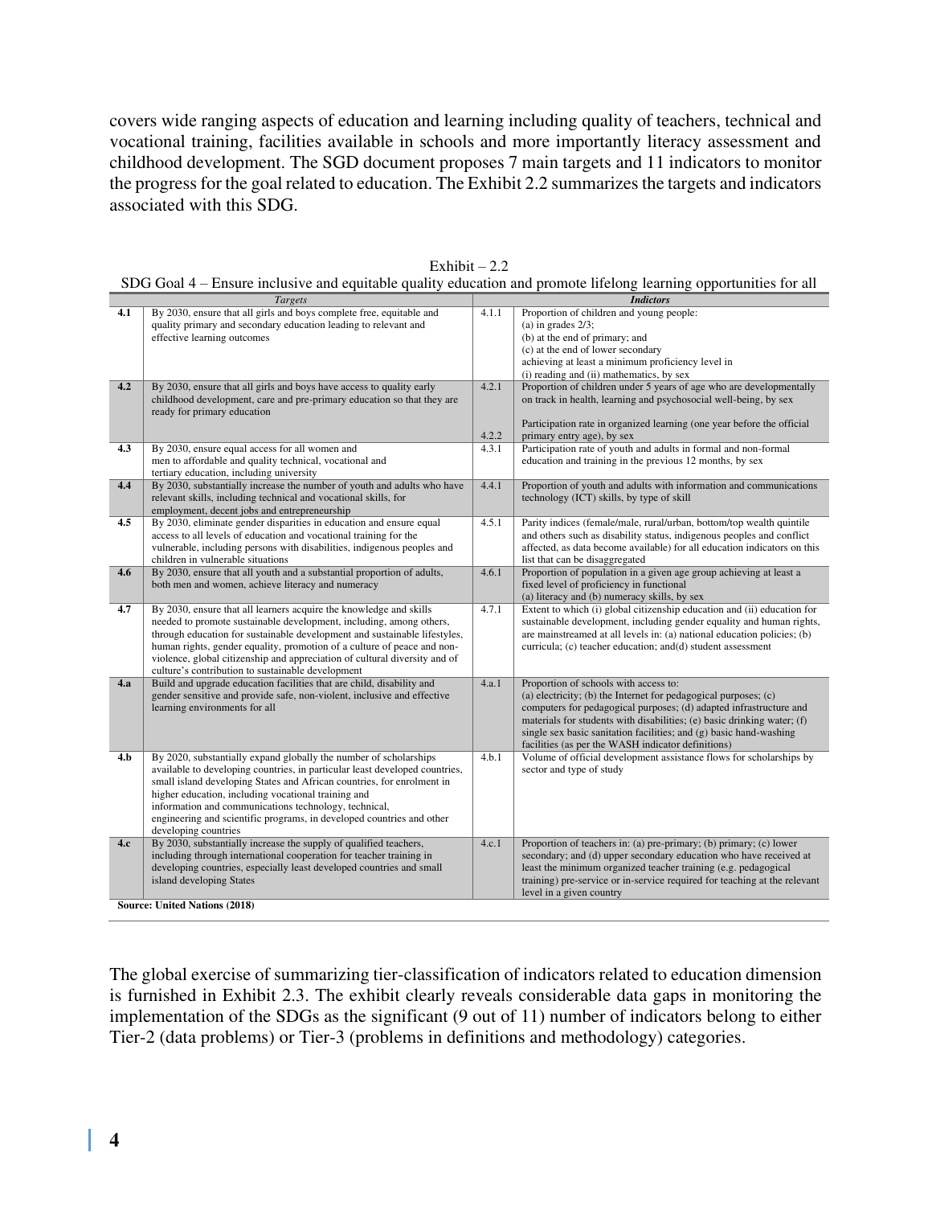covers wide ranging aspects of education and learning including quality of teachers, technical and vocational training, facilities available in schools and more importantly literacy assessment and childhood development. The SGD document proposes 7 main targets and 11 indicators to monitor the progress for the goal related to education. The Exhibit 2.2 summarizes the targets and indicators associated with this SDG.

Exhibit – 2.2

SDG Goal 4 – Ensure inclusive and equitable quality education and promote lifelong learning opportunities for all

| *Targets* | | ***Indictors*** | |
|---|---|---|---|
| **4.1** | By 2030, ensure that all girls and boys complete free, equitable and quality primary and secondary education leading to relevant and effective learning outcomes | 4.1.1 | Proportion of children and young people: (a) in grades 2/3; (b) at the end of primary; and (c) at the end of lower secondary achieving at least a minimum proficiency level in (i) reading and (ii) mathematics, by sex |
| **4.2** | By 2030, ensure that all girls and boys have access to quality early childhood development, care and pre-primary education so that they are ready for primary education | 4.2.1<br><br>4.2.2 | Proportion of children under 5 years of age who are developmentally on track in health, learning and psychosocial well-being, by sex<br><br>Participation rate in organized learning (one year before the official primary entry age), by sex |
| **4.3** | By 2030, ensure equal access for all women and men to affordable and quality technical, vocational and tertiary education, including university | 4.3.1 | Participation rate of youth and adults in formal and non-formal education and training in the previous 12 months, by sex |
| **4.4** | By 2030, substantially increase the number of youth and adults who have relevant skills, including technical and vocational skills, for employment, decent jobs and entrepreneurship | 4.4.1 | Proportion of youth and adults with information and communications technology (ICT) skills, by type of skill |
| **4.5** | By 2030, eliminate gender disparities in education and ensure equal access to all levels of education and vocational training for the vulnerable, including persons with disabilities, indigenous peoples and children in vulnerable situations | 4.5.1 | Parity indices (female/male, rural/urban, bottom/top wealth quintile and others such as disability status, indigenous peoples and conflict affected, as data become available) for all education indicators on this list that can be disaggregated |
| **4.6** | By 2030, ensure that all youth and a substantial proportion of adults, both men and women, achieve literacy and numeracy | 4.6.1 | Proportion of population in a given age group achieving at least a fixed level of proficiency in functional (a) literacy and (b) numeracy skills, by sex |
| **4.7** | By 2030, ensure that all learners acquire the knowledge and skills needed to promote sustainable development, including, among others, through education for sustainable development and sustainable lifestyles, human rights, gender equality, promotion of a culture of peace and non-violence, global citizenship and appreciation of cultural diversity and of culture's contribution to sustainable development | 4.7.1 | Extent to which (i) global citizenship education and (ii) education for sustainable development, including gender equality and human rights, are mainstreamed at all levels in: (a) national education policies; (b) curricula; (c) teacher education; and(d) student assessment |
| **4.a** | Build and upgrade education facilities that are child, disability and gender sensitive and provide safe, non-violent, inclusive and effective learning environments for all | 4.a.1 | Proportion of schools with access to: (a) electricity; (b) the Internet for pedagogical purposes; (c) computers for pedagogical purposes; (d) adapted infrastructure and materials for students with disabilities; (e) basic drinking water; (f) single sex basic sanitation facilities; and (g) basic hand-washing facilities (as per the WASH indicator definitions) |
| **4.b** | By 2020, substantially expand globally the number of scholarships available to developing countries, in particular least developed countries, small island developing States and African countries, for enrolment in higher education, including vocational training and information and communications technology, technical, engineering and scientific programs, in developed countries and other developing countries | 4.b.1 | Volume of official development assistance flows for scholarships by sector and type of study |
| **4.c** | By 2030, substantially increase the supply of qualified teachers, including through international cooperation for teacher training in developing countries, especially least developed countries and small island developing States | 4.c.1 | Proportion of teachers in: (a) pre-primary; (b) primary; (c) lower secondary; and (d) upper secondary education who have received at least the minimum organized teacher training (e.g. pedagogical training) pre-service or in-service required for teaching at the relevant level in a given country |

**Source: United Nations (2018)**

The global exercise of summarizing tier-classification of indicators related to education dimension is furnished in Exhibit 2.3. The exhibit clearly reveals considerable data gaps in monitoring the implementation of the SDGs as the significant (9 out of 11) number of indicators belong to either Tier-2 (data problems) or Tier-3 (problems in definitions and methodology) categories.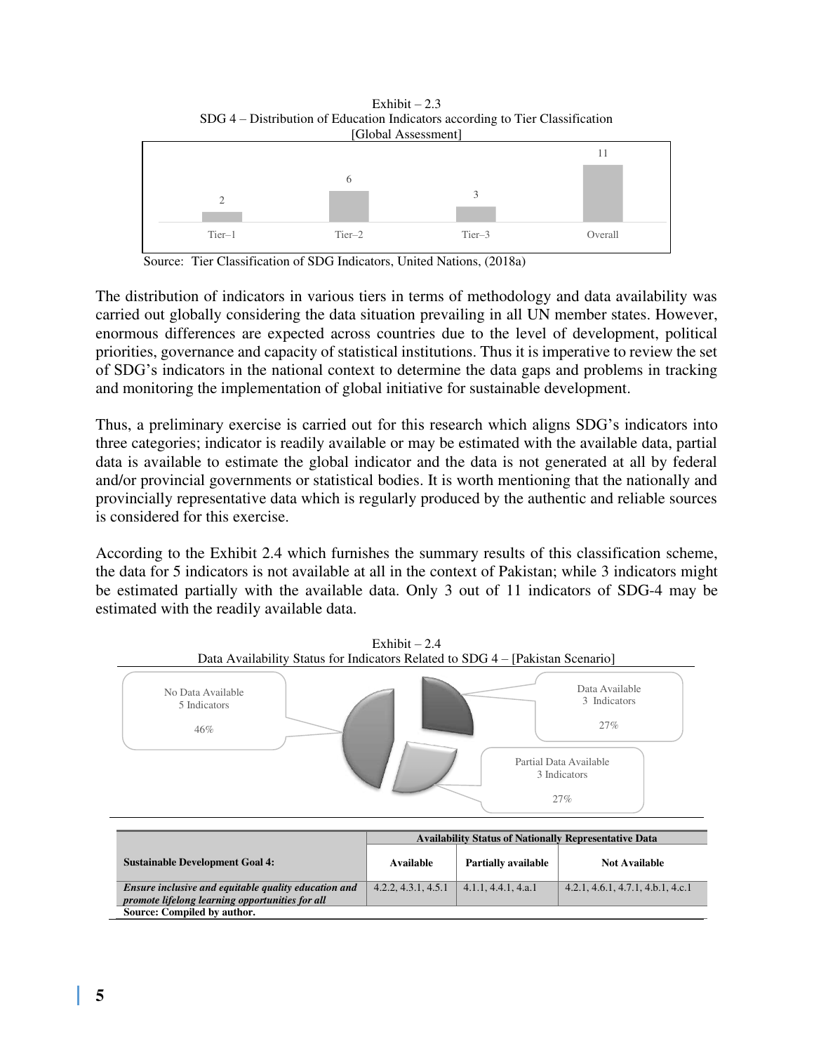Exhibit – 2.3
SDG 4 – Distribution of Education Indicators according to Tier Classification
[Global Assessment]

| Tier–1 | Tier–2 | Tier–3 | Overall |
|---|---|---|---|
| 2 | 6 | 3 | 11 |

Source: Tier Classification of SDG Indicators, United Nations, (2018a)

The distribution of indicators in various tiers in terms of methodology and data availability was carried out globally considering the data situation prevailing in all UN member states. However, enormous differences are expected across countries due to the level of development, political priorities, governance and capacity of statistical institutions. Thus it is imperative to review the set of SDG's indicators in the national context to determine the data gaps and problems in tracking and monitoring the implementation of global initiative for sustainable development.

Thus, a preliminary exercise is carried out for this research which aligns SDG's indicators into three categories; indicator is readily available or may be estimated with the available data, partial data is available to estimate the global indicator and the data is not generated at all by federal and/or provincial governments or statistical bodies. It is worth mentioning that the nationally and provincially representative data which is regularly produced by the authentic and reliable sources is considered for this exercise.

According to the Exhibit 2.4 which furnishes the summary results of this classification scheme, the data for 5 indicators is not available at all in the context of Pakistan; while 3 indicators might be estimated partially with the available data. Only 3 out of 11 indicators of SDG-4 may be estimated with the readily available data.

Exhibit – 2.4
Data Availability Status for Indicators Related to SDG 4 – [Pakistan Scenario]

| Category | Indicators | Share |
|---|---|---|
| No Data Available | 5 Indicators | 46% |
| Data Available | 3 Indicators | 27% |
| Partial Data Available | 3 Indicators | 27% |

| Sustainable Development Goal 4: | Availability Status of Nationally Representative Data | | |
|---|---|---|---|
| | **Available** | **Partially available** | **Not Available** |
| ***Ensure inclusive and equitable quality education and promote lifelong learning opportunities for all*** | 4.2.2, 4.3.1, 4.5.1 | 4.1.1, 4.4.1, 4.a.1 | 4.2.1, 4.6.1, 4.7.1, 4.b.1, 4.c.1 |

**Source: Compiled by author.**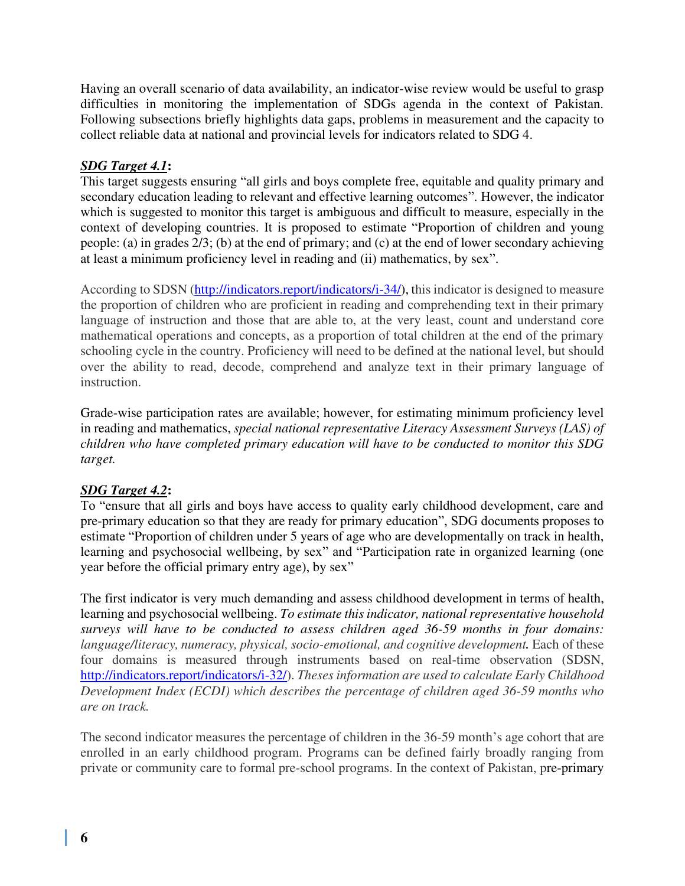Having an overall scenario of data availability, an indicator-wise review would be useful to grasp difficulties in monitoring the implementation of SDGs agenda in the context of Pakistan. Following subsections briefly highlights data gaps, problems in measurement and the capacity to collect reliable data at national and provincial levels for indicators related to SDG 4.

***SDG Target 4.1*:**
This target suggests ensuring "all girls and boys complete free, equitable and quality primary and secondary education leading to relevant and effective learning outcomes". However, the indicator which is suggested to monitor this target is ambiguous and difficult to measure, especially in the context of developing countries. It is proposed to estimate "Proportion of children and young people: (a) in grades 2/3; (b) at the end of primary; and (c) at the end of lower secondary achieving at least a minimum proficiency level in reading and (ii) mathematics, by sex".

According to SDSN ([http://indicators.report/indicators/i-34/](http://indicators.report/indicators/i-34/)), this indicator is designed to measure the proportion of children who are proficient in reading and comprehending text in their primary language of instruction and those that are able to, at the very least, count and understand core mathematical operations and concepts, as a proportion of total children at the end of the primary schooling cycle in the country. Proficiency will need to be defined at the national level, but should over the ability to read, decode, comprehend and analyze text in their primary language of instruction.

Grade-wise participation rates are available; however, for estimating minimum proficiency level in reading and mathematics, *special national representative Literacy Assessment Surveys (LAS) of children who have completed primary education will have to be conducted to monitor this SDG target.*

***SDG Target 4.2*:**
To "ensure that all girls and boys have access to quality early childhood development, care and pre-primary education so that they are ready for primary education", SDG documents proposes to estimate "Proportion of children under 5 years of age who are developmentally on track in health, learning and psychosocial wellbeing, by sex" and "Participation rate in organized learning (one year before the official primary entry age), by sex"

The first indicator is very much demanding and assess childhood development in terms of health, learning and psychosocial wellbeing. *To estimate this indicator, national representative household surveys will have to be conducted to assess children aged 36-59 months in four domains: language/literacy, numeracy, physical, socio-emotional, and cognitive development.* Each of these four domains is measured through instruments based on real-time observation (SDSN, [http://indicators.report/indicators/i-32/](http://indicators.report/indicators/i-32/)). *Theses information are used to calculate Early Childhood Development Index (ECDI) which describes the percentage of children aged 36-59 months who are on track.*

The second indicator measures the percentage of children in the 36-59 month's age cohort that are enrolled in an early childhood program. Programs can be defined fairly broadly ranging from private or community care to formal pre-school programs. In the context of Pakistan, pre-primary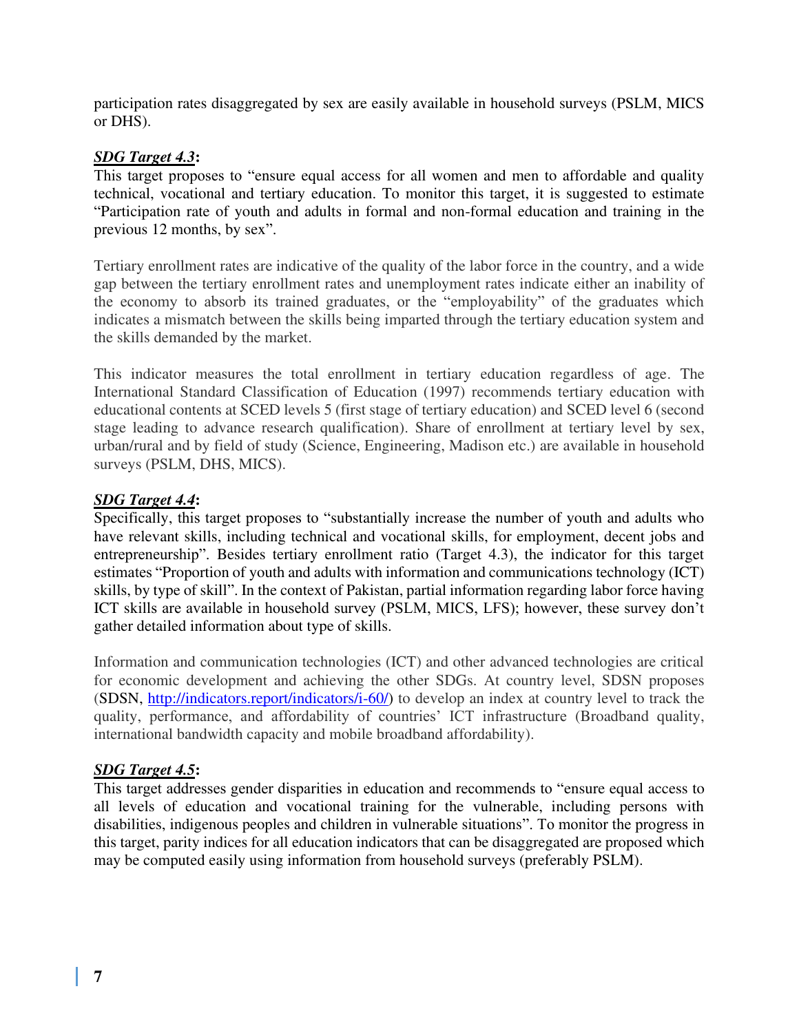participation rates disaggregated by sex are easily available in household surveys (PSLM, MICS or DHS).

***SDG Target 4.3*:**
This target proposes to "ensure equal access for all women and men to affordable and quality technical, vocational and tertiary education. To monitor this target, it is suggested to estimate "Participation rate of youth and adults in formal and non-formal education and training in the previous 12 months, by sex".

Tertiary enrollment rates are indicative of the quality of the labor force in the country, and a wide gap between the tertiary enrollment rates and unemployment rates indicate either an inability of the economy to absorb its trained graduates, or the "employability" of the graduates which indicates a mismatch between the skills being imparted through the tertiary education system and the skills demanded by the market.

This indicator measures the total enrollment in tertiary education regardless of age. The International Standard Classification of Education (1997) recommends tertiary education with educational contents at SCED levels 5 (first stage of tertiary education) and SCED level 6 (second stage leading to advance research qualification). Share of enrollment at tertiary level by sex, urban/rural and by field of study (Science, Engineering, Madison etc.) are available in household surveys (PSLM, DHS, MICS).

***SDG Target 4.4*:**
Specifically, this target proposes to "substantially increase the number of youth and adults who have relevant skills, including technical and vocational skills, for employment, decent jobs and entrepreneurship". Besides tertiary enrollment ratio (Target 4.3), the indicator for this target estimates "Proportion of youth and adults with information and communications technology (ICT) skills, by type of skill". In the context of Pakistan, partial information regarding labor force having ICT skills are available in household survey (PSLM, MICS, LFS); however, these survey don't gather detailed information about type of skills.

Information and communication technologies (ICT) and other advanced technologies are critical for economic development and achieving the other SDGs. At country level, SDSN proposes (SDSN, [http://indicators.report/indicators/i-60/](http://indicators.report/indicators/i-60/)) to develop an index at country level to track the quality, performance, and affordability of countries' ICT infrastructure (Broadband quality, international bandwidth capacity and mobile broadband affordability).

***SDG Target 4.5*:**
This target addresses gender disparities in education and recommends to "ensure equal access to all levels of education and vocational training for the vulnerable, including persons with disabilities, indigenous peoples and children in vulnerable situations". To monitor the progress in this target, parity indices for all education indicators that can be disaggregated are proposed which may be computed easily using information from household surveys (preferably PSLM).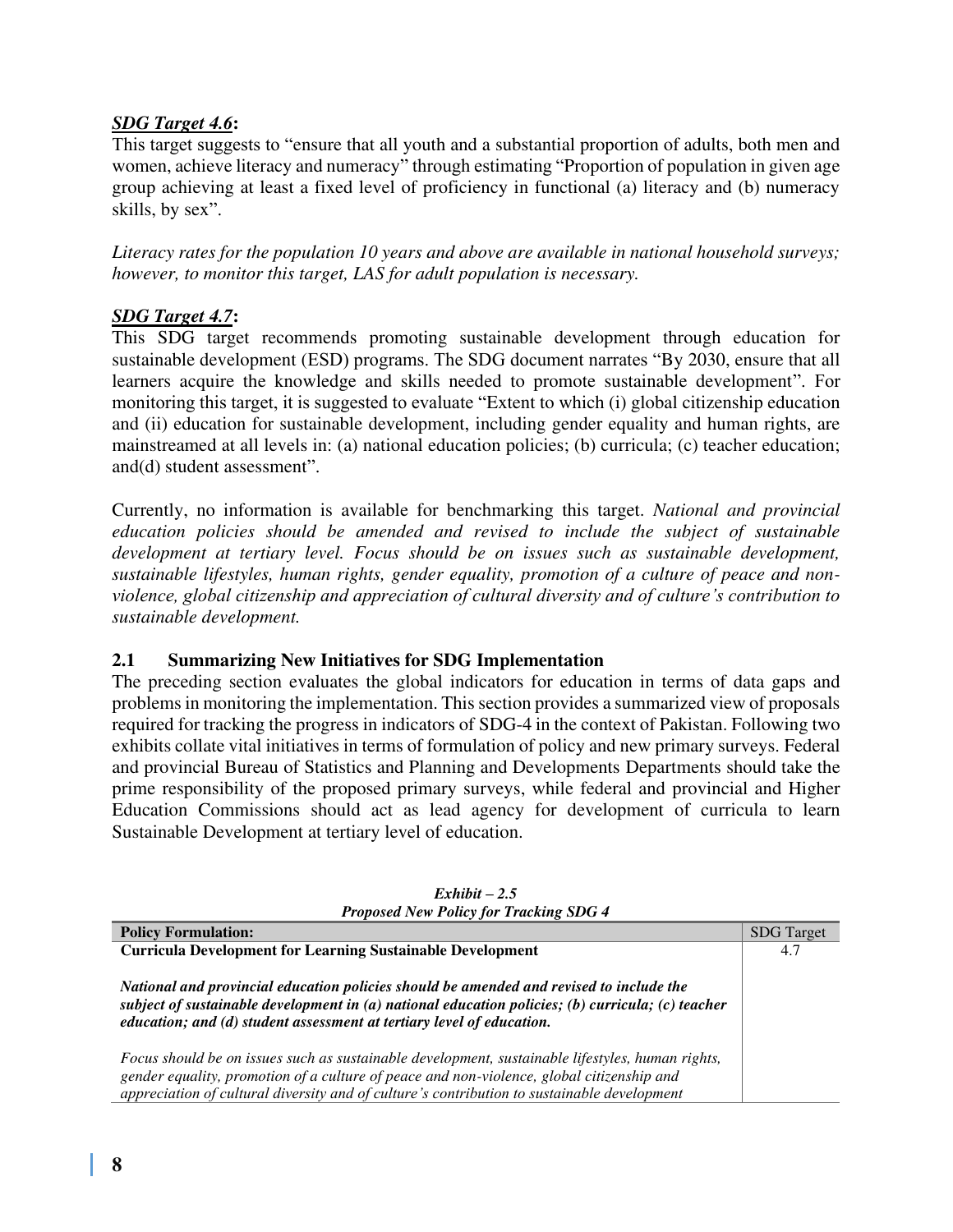***SDG Target 4.6*:**
This target suggests to "ensure that all youth and a substantial proportion of adults, both men and women, achieve literacy and numeracy" through estimating "Proportion of population in given age group achieving at least a fixed level of proficiency in functional (a) literacy and (b) numeracy skills, by sex".

*Literacy rates for the population 10 years and above are available in national household surveys; however, to monitor this target, LAS for adult population is necessary.*

***SDG Target 4.7*:**
This SDG target recommends promoting sustainable development through education for sustainable development (ESD) programs. The SDG document narrates "By 2030, ensure that all learners acquire the knowledge and skills needed to promote sustainable development". For monitoring this target, it is suggested to evaluate "Extent to which (i) global citizenship education and (ii) education for sustainable development, including gender equality and human rights, are mainstreamed at all levels in: (a) national education policies; (b) curricula; (c) teacher education; and(d) student assessment".

Currently, no information is available for benchmarking this target. *National and provincial education policies should be amended and revised to include the subject of sustainable development at tertiary level. Focus should be on issues such as sustainable development, sustainable lifestyles, human rights, gender equality, promotion of a culture of peace and non-violence, global citizenship and appreciation of cultural diversity and of culture's contribution to sustainable development.*

## 2.1 Summarizing New Initiatives for SDG Implementation

The preceding section evaluates the global indicators for education in terms of data gaps and problems in monitoring the implementation. This section provides a summarized view of proposals required for tracking the progress in indicators of SDG-4 in the context of Pakistan. Following two exhibits collate vital initiatives in terms of formulation of policy and new primary surveys. Federal and provincial Bureau of Statistics and Planning and Developments Departments should take the prime responsibility of the proposed primary surveys, while federal and provincial and Higher Education Commissions should act as lead agency for development of curricula to learn Sustainable Development at tertiary level of education.

***Exhibit – 2.5***
***Proposed New Policy for Tracking SDG 4***

| Policy Formulation: | SDG Target |
|---|---|
| **Curricula Development for Learning Sustainable Development**<br><br>***National and provincial education policies should be amended and revised to include the subject of sustainable development in (a) national education policies; (b) curricula; (c) teacher education; and (d) student assessment at tertiary level of education.***<br><br>*Focus should be on issues such as sustainable development, sustainable lifestyles, human rights, gender equality, promotion of a culture of peace and non-violence, global citizenship and appreciation of cultural diversity and of culture's contribution to sustainable development* | 4.7 |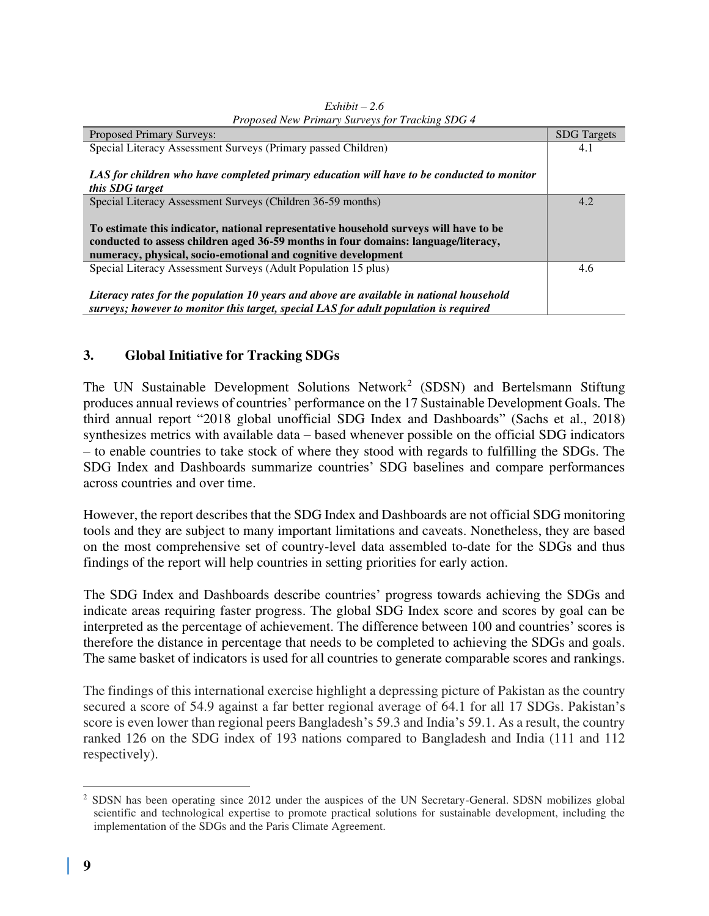*Exhibit – 2.6*
*Proposed New Primary Surveys for Tracking SDG 4*

| Proposed Primary Surveys: | SDG Targets |
|---|---|
| Special Literacy Assessment Surveys (Primary passed Children)<br><br>***LAS for children who have completed primary education will have to be conducted to monitor this SDG target*** | 4.1 |
| Special Literacy Assessment Surveys (Children 36-59 months)<br><br>**To estimate this indicator, national representative household surveys will have to be conducted to assess children aged 36-59 months in four domains: language/literacy, numeracy, physical, socio-emotional and cognitive development** | 4.2 |
| Special Literacy Assessment Surveys (Adult Population 15 plus)<br><br>***Literacy rates for the population 10 years and above are available in national household surveys; however to monitor this target, special LAS for adult population is required*** | 4.6 |

## 3. Global Initiative for Tracking SDGs

The UN Sustainable Development Solutions Network[2] (SDSN) and Bertelsmann Stiftung produces annual reviews of countries' performance on the 17 Sustainable Development Goals. The third annual report "2018 global unofficial SDG Index and Dashboards" (Sachs et al., 2018) synthesizes metrics with available data – based whenever possible on the official SDG indicators – to enable countries to take stock of where they stood with regards to fulfilling the SDGs. The SDG Index and Dashboards summarize countries' SDG baselines and compare performances across countries and over time.

However, the report describes that the SDG Index and Dashboards are not official SDG monitoring tools and they are subject to many important limitations and caveats. Nonetheless, they are based on the most comprehensive set of country-level data assembled to-date for the SDGs and thus findings of the report will help countries in setting priorities for early action.

The SDG Index and Dashboards describe countries' progress towards achieving the SDGs and indicate areas requiring faster progress. The global SDG Index score and scores by goal can be interpreted as the percentage of achievement. The difference between 100 and countries' scores is therefore the distance in percentage that needs to be completed to achieving the SDGs and goals. The same basket of indicators is used for all countries to generate comparable scores and rankings.

The findings of this international exercise highlight a depressing picture of Pakistan as the country secured a score of 54.9 against a far better regional average of 64.1 for all 17 SDGs. Pakistan's score is even lower than regional peers Bangladesh's 59.3 and India's 59.1. As a result, the country ranked 126 on the SDG index of 193 nations compared to Bangladesh and India (111 and 112 respectively).

---

[2] SDSN has been operating since 2012 under the auspices of the UN Secretary-General. SDSN mobilizes global scientific and technological expertise to promote practical solutions for sustainable development, including the implementation of the SDGs and the Paris Climate Agreement.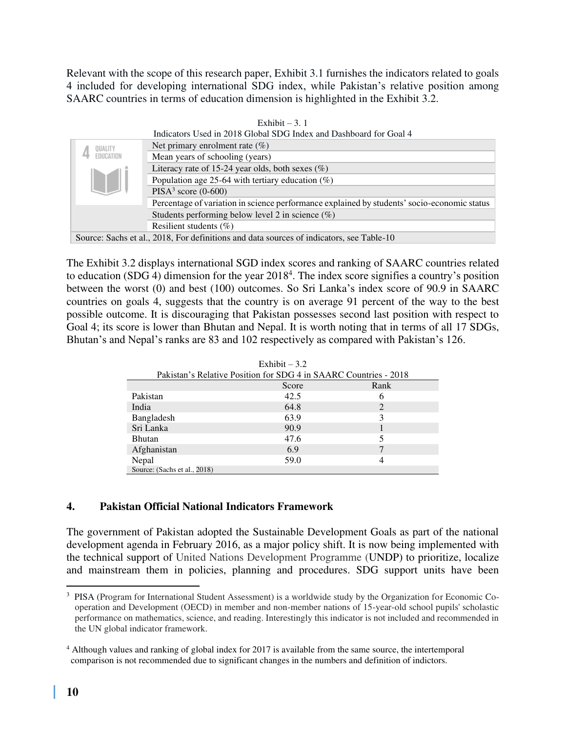Relevant with the scope of this research paper, Exhibit 3.1 furnishes the indicators related to goals 4 included for developing international SDG index, while Pakistan's relative position among SAARC countries in terms of education dimension is highlighted in the Exhibit 3.2.

Exhibit – 3. 1

Indicators Used in 2018 Global SDG Index and Dashboard for Goal 4

| | |
|---|---|
| 4 QUALITY EDUCATION | Net primary enrolment rate (%) |
| | Mean years of schooling (years) |
| | Literacy rate of 15-24 year olds, both sexes (%) |
| | Population age 25-64 with tertiary education (%) |
| | PISA[3] score (0-600) |
| | Percentage of variation in science performance explained by students' socio-economic status |
| | Students performing below level 2 in science (%) |
| | Resilient students (%) |
| Source: Sachs et al., 2018, For definitions and data sources of indicators, see Table-10 | |

The Exhibit 3.2 displays international SGD index scores and ranking of SAARC countries related to education (SDG 4) dimension for the year 2018[4]. The index score signifies a country's position between the worst (0) and best (100) outcomes. So Sri Lanka's index score of 90.9 in SAARC countries on goals 4, suggests that the country is on average 91 percent of the way to the best possible outcome. It is discouraging that Pakistan possesses second last position with respect to Goal 4; its score is lower than Bhutan and Nepal. It is worth noting that in terms of all 17 SDGs, Bhutan's and Nepal's ranks are 83 and 102 respectively as compared with Pakistan's 126.

Exhibit – 3.2

Pakistan's Relative Position for SDG 4 in SAARC Countries - 2018

| | Score | Rank |
|---|---|---|
| Pakistan | 42.5 | 6 |
| India | 64.8 | 2 |
| Bangladesh | 63.9 | 3 |
| Sri Lanka | 90.9 | 1 |
| Bhutan | 47.6 | 5 |
| Afghanistan | 6.9 | 7 |
| Nepal | 59.0 | 4 |

Source: (Sachs et al., 2018)

## 4. Pakistan Official National Indicators Framework

The government of Pakistan adopted the Sustainable Development Goals as part of the national development agenda in February 2016, as a major policy shift. It is now being implemented with the technical support of United Nations Development Programme (UNDP) to prioritize, localize and mainstream them in policies, planning and procedures. SDG support units have been

---

[3] PISA (Program for International Student Assessment) is a worldwide study by the Organization for Economic Co-operation and Development (OECD) in member and non-member nations of 15-year-old school pupils' scholastic performance on mathematics, science, and reading. Interestingly this indicator is not included and recommended in the UN global indicator framework.

[4] Although values and ranking of global index for 2017 is available from the same source, the intertemporal comparison is not recommended due to significant changes in the numbers and definition of indictors.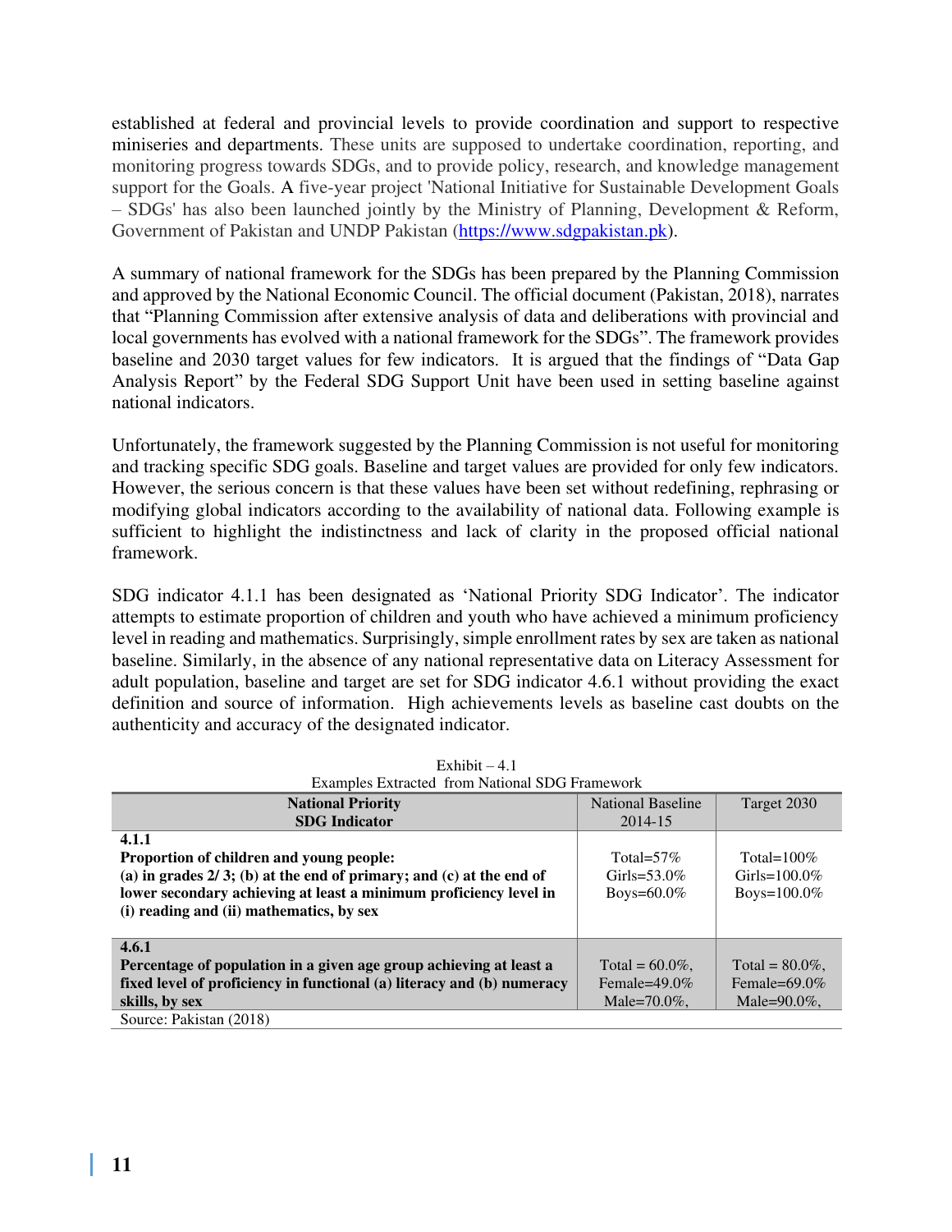established at federal and provincial levels to provide coordination and support to respective miniseries and departments. These units are supposed to undertake coordination, reporting, and monitoring progress towards SDGs, and to provide policy, research, and knowledge management support for the Goals. A five-year project 'National Initiative for Sustainable Development Goals – SDGs' has also been launched jointly by the Ministry of Planning, Development & Reform, Government of Pakistan and UNDP Pakistan (https://www.sdgpakistan.pk).

A summary of national framework for the SDGs has been prepared by the Planning Commission and approved by the National Economic Council. The official document (Pakistan, 2018), narrates that "Planning Commission after extensive analysis of data and deliberations with provincial and local governments has evolved with a national framework for the SDGs". The framework provides baseline and 2030 target values for few indicators. It is argued that the findings of "Data Gap Analysis Report" by the Federal SDG Support Unit have been used in setting baseline against national indicators.

Unfortunately, the framework suggested by the Planning Commission is not useful for monitoring and tracking specific SDG goals. Baseline and target values are provided for only few indicators. However, the serious concern is that these values have been set without redefining, rephrasing or modifying global indicators according to the availability of national data. Following example is sufficient to highlight the indistinctness and lack of clarity in the proposed official national framework.

SDG indicator 4.1.1 has been designated as 'National Priority SDG Indicator'. The indicator attempts to estimate proportion of children and youth who have achieved a minimum proficiency level in reading and mathematics. Surprisingly, simple enrollment rates by sex are taken as national baseline. Similarly, in the absence of any national representative data on Literacy Assessment for adult population, baseline and target are set for SDG indicator 4.6.1 without providing the exact definition and source of information. High achievements levels as baseline cast doubts on the authenticity and accuracy of the designated indicator.

Exhibit – 4.1
Examples Extracted from National SDG Framework

| **National Priority SDG Indicator** | National Baseline 2014-15 | Target 2030 |
|---|---|---|
| **4.1.1** **Proportion of children and young people: (a) in grades 2/ 3; (b) at the end of primary; and (c) at the end of lower secondary achieving at least a minimum proficiency level in (i) reading and (ii) mathematics, by sex** | Total=57% Girls=53.0% Boys=60.0% | Total=100% Girls=100.0% Boys=100.0% |
| **4.6.1** **Percentage of population in a given age group achieving at least a fixed level of proficiency in functional (a) literacy and (b) numeracy skills, by sex** | Total = 60.0%, Female=49.0% Male=70.0%, | Total = 80.0%, Female=69.0% Male=90.0%, |

Source: Pakistan (2018)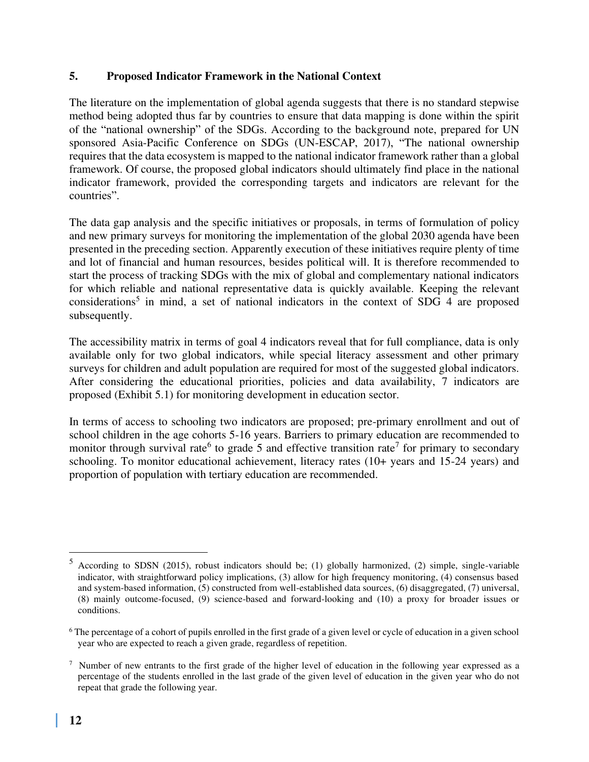## 5. Proposed Indicator Framework in the National Context

The literature on the implementation of global agenda suggests that there is no standard stepwise method being adopted thus far by countries to ensure that data mapping is done within the spirit of the "national ownership" of the SDGs. According to the background note, prepared for UN sponsored Asia-Pacific Conference on SDGs (UN-ESCAP, 2017), "The national ownership requires that the data ecosystem is mapped to the national indicator framework rather than a global framework. Of course, the proposed global indicators should ultimately find place in the national indicator framework, provided the corresponding targets and indicators are relevant for the countries".

The data gap analysis and the specific initiatives or proposals, in terms of formulation of policy and new primary surveys for monitoring the implementation of the global 2030 agenda have been presented in the preceding section. Apparently execution of these initiatives require plenty of time and lot of financial and human resources, besides political will. It is therefore recommended to start the process of tracking SDGs with the mix of global and complementary national indicators for which reliable and national representative data is quickly available. Keeping the relevant considerations[5] in mind, a set of national indicators in the context of SDG 4 are proposed subsequently.

The accessibility matrix in terms of goal 4 indicators reveal that for full compliance, data is only available only for two global indicators, while special literacy assessment and other primary surveys for children and adult population are required for most of the suggested global indicators. After considering the educational priorities, policies and data availability, 7 indicators are proposed (Exhibit 5.1) for monitoring development in education sector.

In terms of access to schooling two indicators are proposed; pre-primary enrollment and out of school children in the age cohorts 5-16 years. Barriers to primary education are recommended to monitor through survival rate[6] to grade 5 and effective transition rate[7] for primary to secondary schooling. To monitor educational achievement, literacy rates (10+ years and 15-24 years) and proportion of population with tertiary education are recommended.

---

[5] According to SDSN (2015), robust indicators should be; (1) globally harmonized, (2) simple, single-variable indicator, with straightforward policy implications, (3) allow for high frequency monitoring, (4) consensus based and system-based information, (5) constructed from well-established data sources, (6) disaggregated, (7) universal, (8) mainly outcome-focused, (9) science-based and forward-looking and (10) a proxy for broader issues or conditions.

[6] The percentage of a cohort of pupils enrolled in the first grade of a given level or cycle of education in a given school year who are expected to reach a given grade, regardless of repetition.

[7] Number of new entrants to the first grade of the higher level of education in the following year expressed as a percentage of the students enrolled in the last grade of the given level of education in the given year who do not repeat that grade the following year.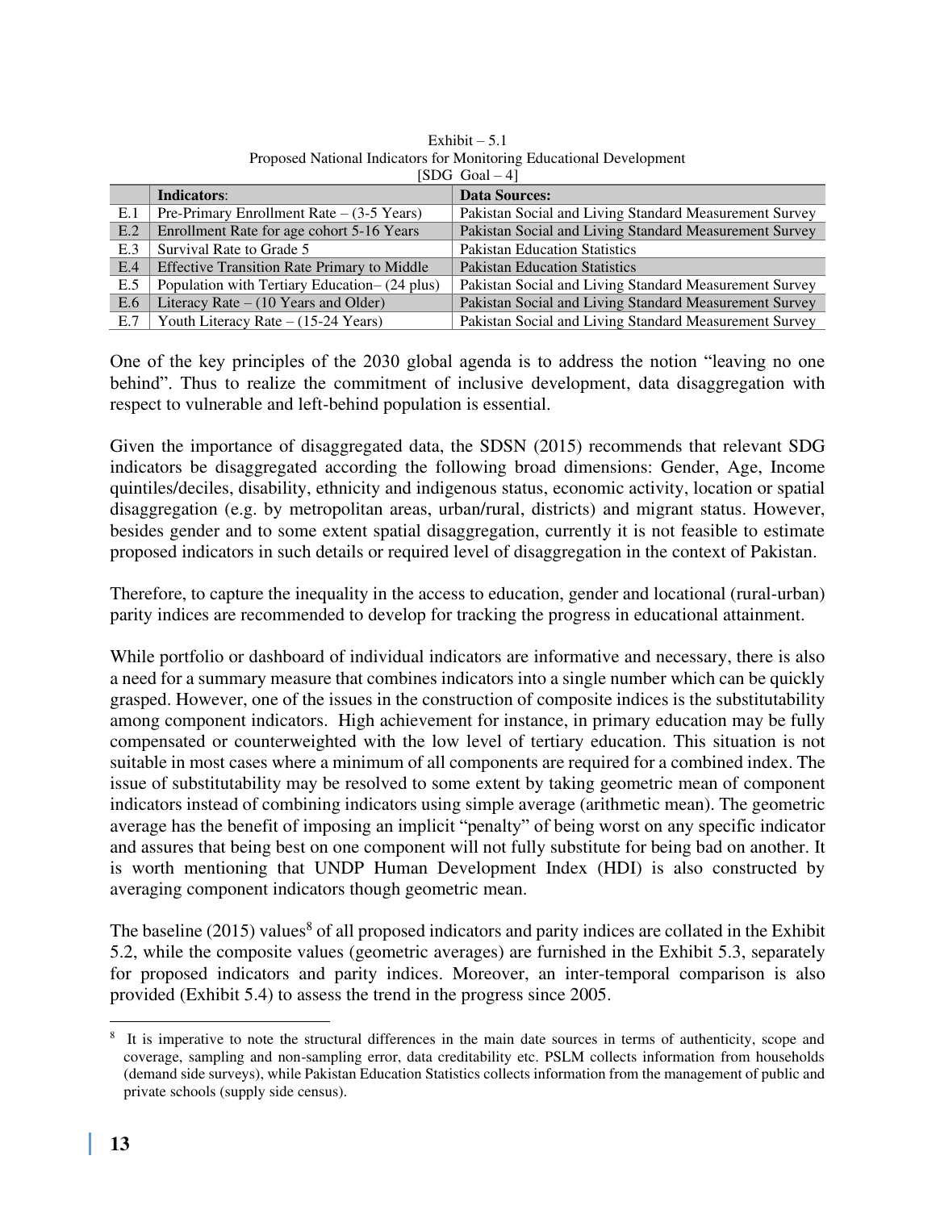Exhibit – 5.1
Proposed National Indicators for Monitoring Educational Development
[SDG Goal – 4]

| | **Indicators**: | **Data Sources:** |
|---|---|---|
| E.1 | Pre-Primary Enrollment Rate – (3-5 Years) | Pakistan Social and Living Standard Measurement Survey |
| E.2 | Enrollment Rate for age cohort 5-16 Years | Pakistan Social and Living Standard Measurement Survey |
| E.3 | Survival Rate to Grade 5 | Pakistan Education Statistics |
| E.4 | Effective Transition Rate Primary to Middle | Pakistan Education Statistics |
| E.5 | Population with Tertiary Education– (24 plus) | Pakistan Social and Living Standard Measurement Survey |
| E.6 | Literacy Rate – (10 Years and Older) | Pakistan Social and Living Standard Measurement Survey |
| E.7 | Youth Literacy Rate – (15-24 Years) | Pakistan Social and Living Standard Measurement Survey |

One of the key principles of the 2030 global agenda is to address the notion "leaving no one behind". Thus to realize the commitment of inclusive development, data disaggregation with respect to vulnerable and left-behind population is essential.

Given the importance of disaggregated data, the SDSN (2015) recommends that relevant SDG indicators be disaggregated according the following broad dimensions: Gender, Age, Income quintiles/deciles, disability, ethnicity and indigenous status, economic activity, location or spatial disaggregation (e.g. by metropolitan areas, urban/rural, districts) and migrant status. However, besides gender and to some extent spatial disaggregation, currently it is not feasible to estimate proposed indicators in such details or required level of disaggregation in the context of Pakistan.

Therefore, to capture the inequality in the access to education, gender and locational (rural-urban) parity indices are recommended to develop for tracking the progress in educational attainment.

While portfolio or dashboard of individual indicators are informative and necessary, there is also a need for a summary measure that combines indicators into a single number which can be quickly grasped. However, one of the issues in the construction of composite indices is the substitutability among component indicators. High achievement for instance, in primary education may be fully compensated or counterweighted with the low level of tertiary education. This situation is not suitable in most cases where a minimum of all components are required for a combined index. The issue of substitutability may be resolved to some extent by taking geometric mean of component indicators instead of combining indicators using simple average (arithmetic mean). The geometric average has the benefit of imposing an implicit "penalty" of being worst on any specific indicator and assures that being best on one component will not fully substitute for being bad on another. It is worth mentioning that UNDP Human Development Index (HDI) is also constructed by averaging component indicators though geometric mean.

The baseline (2015) values[8] of all proposed indicators and parity indices are collated in the Exhibit 5.2, while the composite values (geometric averages) are furnished in the Exhibit 5.3, separately for proposed indicators and parity indices. Moreover, an inter-temporal comparison is also provided (Exhibit 5.4) to assess the trend in the progress since 2005.

---

[8] It is imperative to note the structural differences in the main date sources in terms of authenticity, scope and coverage, sampling and non-sampling error, data creditability etc. PSLM collects information from households (demand side surveys), while Pakistan Education Statistics collects information from the management of public and private schools (supply side census).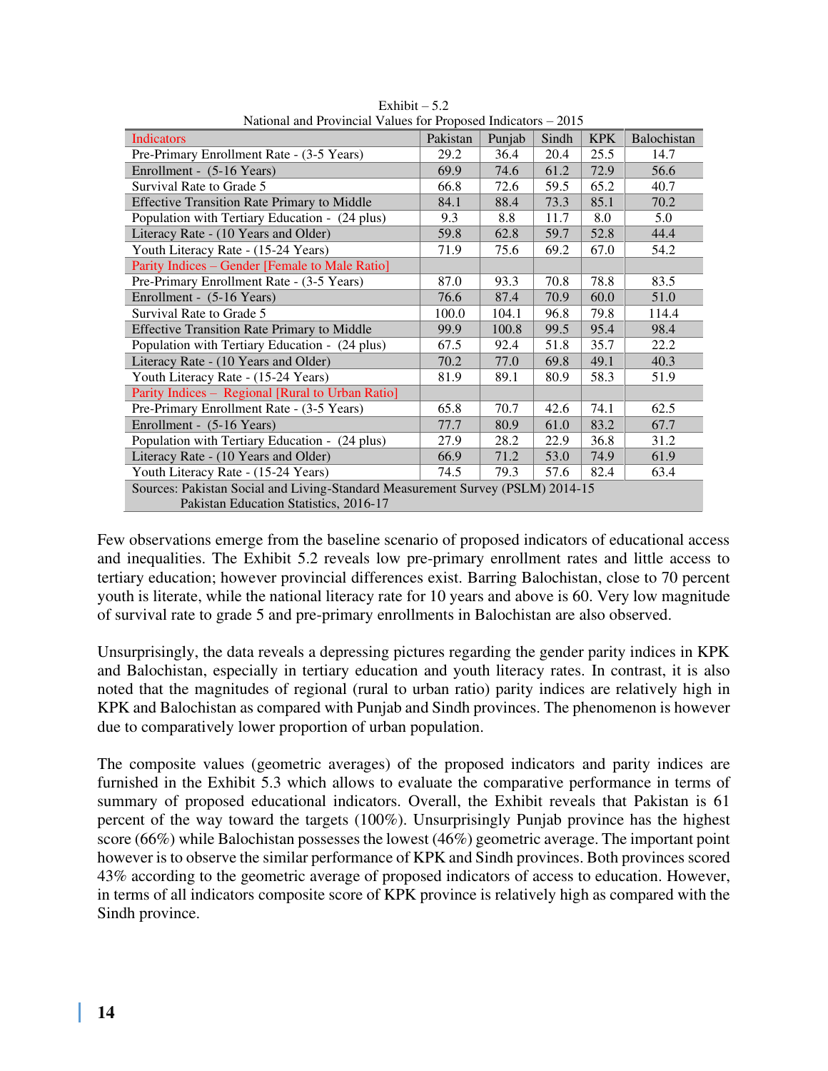Exhibit – 5.2

National and Provincial Values for Proposed Indicators – 2015

| Indicators | Pakistan | Punjab | Sindh | KPK | Balochistan |
|---|---|---|---|---|---|
| Pre-Primary Enrollment Rate - (3-5 Years) | 29.2 | 36.4 | 20.4 | 25.5 | 14.7 |
| Enrollment - (5-16 Years) | 69.9 | 74.6 | 61.2 | 72.9 | 56.6 |
| Survival Rate to Grade 5 | 66.8 | 72.6 | 59.5 | 65.2 | 40.7 |
| Effective Transition Rate Primary to Middle | 84.1 | 88.4 | 73.3 | 85.1 | 70.2 |
| Population with Tertiary Education - (24 plus) | 9.3 | 8.8 | 11.7 | 8.0 | 5.0 |
| Literacy Rate - (10 Years and Older) | 59.8 | 62.8 | 59.7 | 52.8 | 44.4 |
| Youth Literacy Rate - (15-24 Years) | 71.9 | 75.6 | 69.2 | 67.0 | 54.2 |
| Parity Indices – Gender [Female to Male Ratio] | | | | | |
| Pre-Primary Enrollment Rate - (3-5 Years) | 87.0 | 93.3 | 70.8 | 78.8 | 83.5 |
| Enrollment - (5-16 Years) | 76.6 | 87.4 | 70.9 | 60.0 | 51.0 |
| Survival Rate to Grade 5 | 100.0 | 104.1 | 96.8 | 79.8 | 114.4 |
| Effective Transition Rate Primary to Middle | 99.9 | 100.8 | 99.5 | 95.4 | 98.4 |
| Population with Tertiary Education - (24 plus) | 67.5 | 92.4 | 51.8 | 35.7 | 22.2 |
| Literacy Rate - (10 Years and Older) | 70.2 | 77.0 | 69.8 | 49.1 | 40.3 |
| Youth Literacy Rate - (15-24 Years) | 81.9 | 89.1 | 80.9 | 58.3 | 51.9 |
| Parity Indices – Regional [Rural to Urban Ratio] | | | | | |
| Pre-Primary Enrollment Rate - (3-5 Years) | 65.8 | 70.7 | 42.6 | 74.1 | 62.5 |
| Enrollment - (5-16 Years) | 77.7 | 80.9 | 61.0 | 83.2 | 67.7 |
| Population with Tertiary Education - (24 plus) | 27.9 | 28.2 | 22.9 | 36.8 | 31.2 |
| Literacy Rate - (10 Years and Older) | 66.9 | 71.2 | 53.0 | 74.9 | 61.9 |
| Youth Literacy Rate - (15-24 Years) | 74.5 | 79.3 | 57.6 | 82.4 | 63.4 |
| Sources: Pakistan Social and Living-Standard Measurement Survey (PSLM) 2014-15; Pakistan Education Statistics, 2016-17 | | | | | |

Few observations emerge from the baseline scenario of proposed indicators of educational access and inequalities. The Exhibit 5.2 reveals low pre-primary enrollment rates and little access to tertiary education; however provincial differences exist. Barring Balochistan, close to 70 percent youth is literate, while the national literacy rate for 10 years and above is 60. Very low magnitude of survival rate to grade 5 and pre-primary enrollments in Balochistan are also observed.

Unsurprisingly, the data reveals a depressing pictures regarding the gender parity indices in KPK and Balochistan, especially in tertiary education and youth literacy rates. In contrast, it is also noted that the magnitudes of regional (rural to urban ratio) parity indices are relatively high in KPK and Balochistan as compared with Punjab and Sindh provinces. The phenomenon is however due to comparatively lower proportion of urban population.

The composite values (geometric averages) of the proposed indicators and parity indices are furnished in the Exhibit 5.3 which allows to evaluate the comparative performance in terms of summary of proposed educational indicators. Overall, the Exhibit reveals that Pakistan is 61 percent of the way toward the targets (100%). Unsurprisingly Punjab province has the highest score (66%) while Balochistan possesses the lowest (46%) geometric average. The important point however is to observe the similar performance of KPK and Sindh provinces. Both provinces scored 43% according to the geometric average of proposed indicators of access to education. However, in terms of all indicators composite score of KPK province is relatively high as compared with the Sindh province.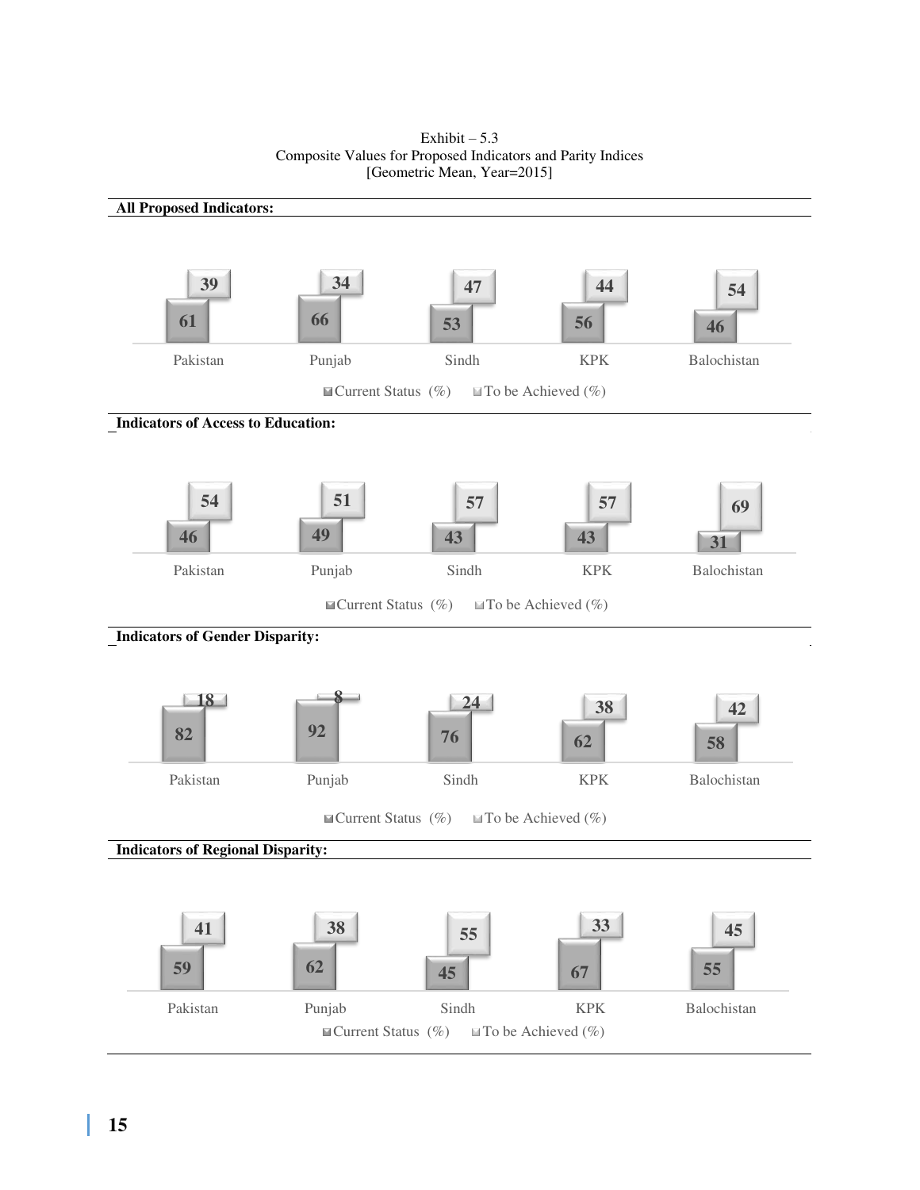Exhibit – 5.3
Composite Values for Proposed Indicators and Parity Indices
[Geometric Mean, Year=2015]

**All Proposed Indicators:**

| | Pakistan | Punjab | Sindh | KPK | Balochistan |
|---|---|---|---|---|---|
| Current Status (%) | 61 | 66 | 53 | 56 | 46 |
| To be Achieved (%) | 39 | 34 | 47 | 44 | 54 |

**Indicators of Access to Education:**

| | Pakistan | Punjab | Sindh | KPK | Balochistan |
|---|---|---|---|---|---|
| Current Status (%) | 46 | 49 | 43 | 43 | 31 |
| To be Achieved (%) | 54 | 51 | 57 | 57 | 69 |

**Indicators of Gender Disparity:**

| | Pakistan | Punjab | Sindh | KPK | Balochistan |
|---|---|---|---|---|---|
| Current Status (%) | 82 | 92 | 76 | 62 | 58 |
| To be Achieved (%) | 18 | 8 | 24 | 38 | 42 |

**Indicators of Regional Disparity:**

| | Pakistan | Punjab | Sindh | KPK | Balochistan |
|---|---|---|---|---|---|
| Current Status (%) | 59 | 62 | 45 | 67 | 55 |
| To be Achieved (%) | 41 | 38 | 55 | 33 | 45 |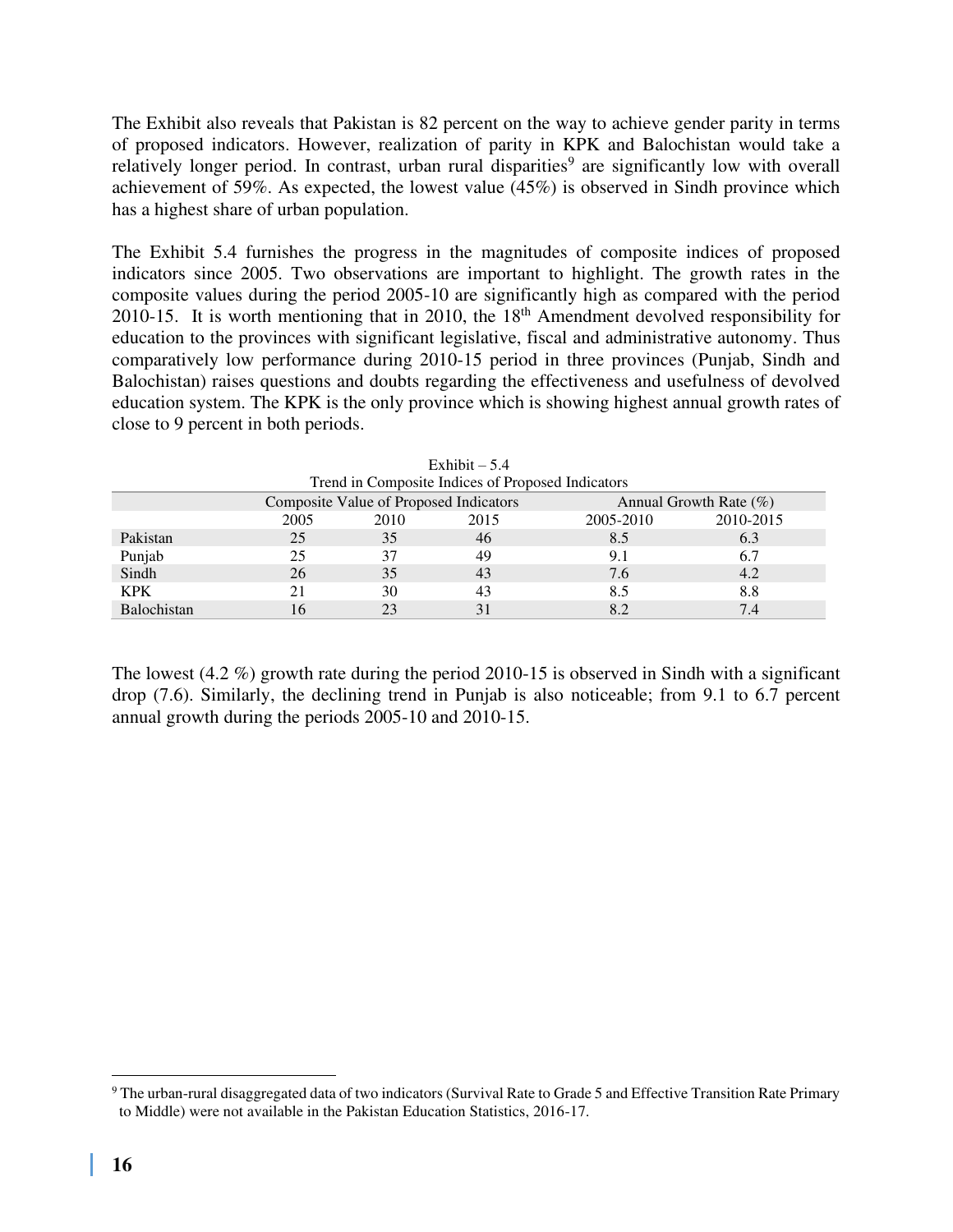The Exhibit also reveals that Pakistan is 82 percent on the way to achieve gender parity in terms of proposed indicators. However, realization of parity in KPK and Balochistan would take a relatively longer period. In contrast, urban rural disparities[9] are significantly low with overall achievement of 59%. As expected, the lowest value (45%) is observed in Sindh province which has a highest share of urban population.

The Exhibit 5.4 furnishes the progress in the magnitudes of composite indices of proposed indicators since 2005. Two observations are important to highlight. The growth rates in the composite values during the period 2005-10 are significantly high as compared with the period 2010-15. It is worth mentioning that in 2010, the 18th Amendment devolved responsibility for education to the provinces with significant legislative, fiscal and administrative autonomy. Thus comparatively low performance during 2010-15 period in three provinces (Punjab, Sindh and Balochistan) raises questions and doubts regarding the effectiveness and usefulness of devolved education system. The KPK is the only province which is showing highest annual growth rates of close to 9 percent in both periods.

Exhibit – 5.4
Trend in Composite Indices of Proposed Indicators

| | Composite Value of Proposed Indicators | | | Annual Growth Rate (%) | |
|---|---|---|---|---|---|
| | 2005 | 2010 | 2015 | 2005-2010 | 2010-2015 |
| Pakistan | 25 | 35 | 46 | 8.5 | 6.3 |
| Punjab | 25 | 37 | 49 | 9.1 | 6.7 |
| Sindh | 26 | 35 | 43 | 7.6 | 4.2 |
| KPK | 21 | 30 | 43 | 8.5 | 8.8 |
| Balochistan | 16 | 23 | 31 | 8.2 | 7.4 |

The lowest (4.2 %) growth rate during the period 2010-15 is observed in Sindh with a significant drop (7.6). Similarly, the declining trend in Punjab is also noticeable; from 9.1 to 6.7 percent annual growth during the periods 2005-10 and 2010-15.

[9] The urban-rural disaggregated data of two indicators (Survival Rate to Grade 5 and Effective Transition Rate Primary to Middle) were not available in the Pakistan Education Statistics, 2016-17.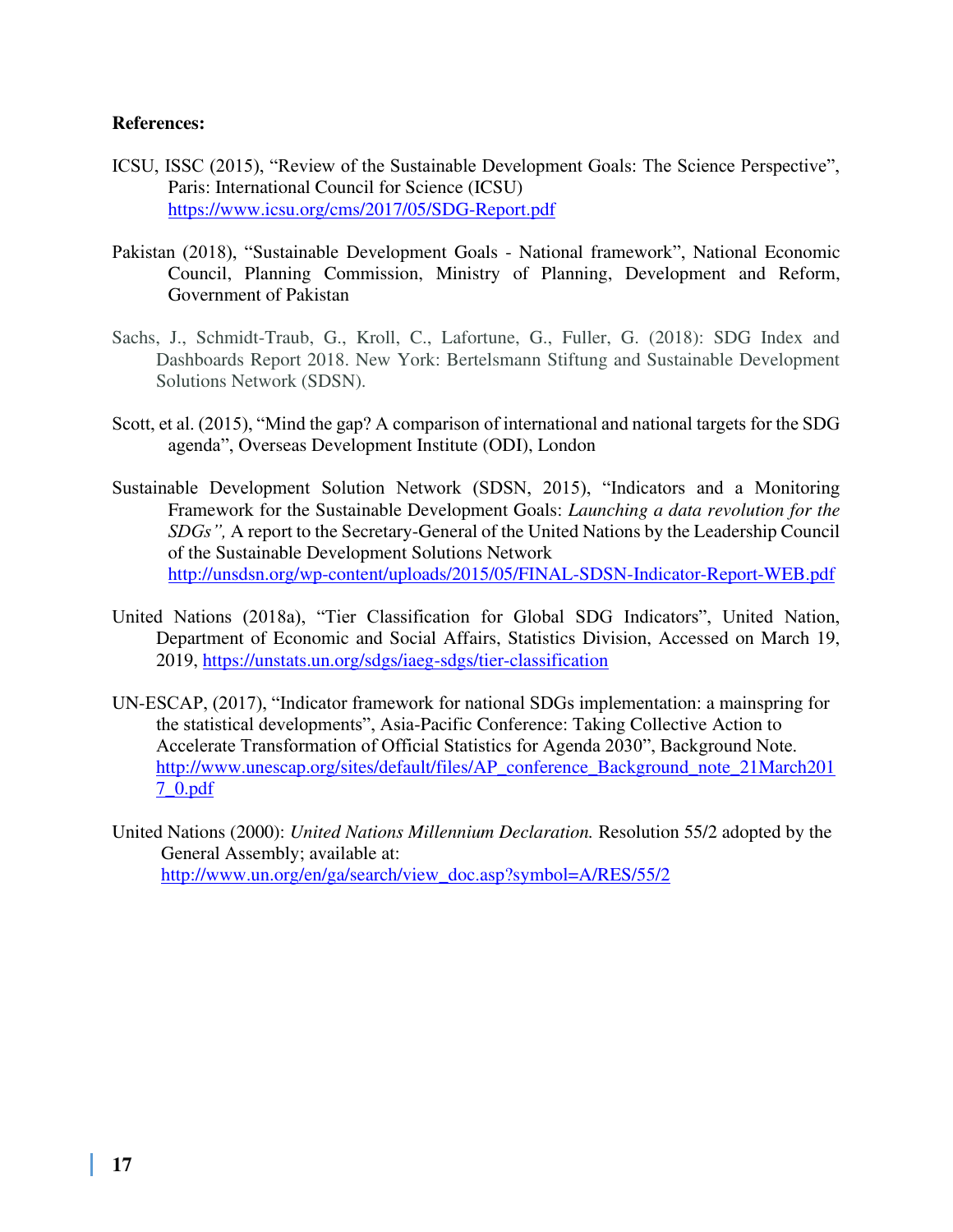**References:**

ICSU, ISSC (2015), "Review of the Sustainable Development Goals: The Science Perspective", Paris: International Council for Science (ICSU) https://www.icsu.org/cms/2017/05/SDG-Report.pdf

Pakistan (2018), "Sustainable Development Goals - National framework", National Economic Council, Planning Commission, Ministry of Planning, Development and Reform, Government of Pakistan

Sachs, J., Schmidt-Traub, G., Kroll, C., Lafortune, G., Fuller, G. (2018): SDG Index and Dashboards Report 2018. New York: Bertelsmann Stiftung and Sustainable Development Solutions Network (SDSN).

Scott, et al. (2015), "Mind the gap? A comparison of international and national targets for the SDG agenda", Overseas Development Institute (ODI), London

Sustainable Development Solution Network (SDSN, 2015), "Indicators and a Monitoring Framework for the Sustainable Development Goals: *Launching a data revolution for the SDGs",* A report to the Secretary-General of the United Nations by the Leadership Council of the Sustainable Development Solutions Network http://unsdsn.org/wp-content/uploads/2015/05/FINAL-SDSN-Indicator-Report-WEB.pdf

United Nations (2018a), "Tier Classification for Global SDG Indicators", United Nation, Department of Economic and Social Affairs, Statistics Division, Accessed on March 19, 2019, https://unstats.un.org/sdgs/iaeg-sdgs/tier-classification

UN-ESCAP, (2017), "Indicator framework for national SDGs implementation: a mainspring for the statistical developments", Asia-Pacific Conference: Taking Collective Action to Accelerate Transformation of Official Statistics for Agenda 2030", Background Note. http://www.unescap.org/sites/default/files/AP_conference_Background_note_21March2017_0.pdf

United Nations (2000): *United Nations Millennium Declaration.* Resolution 55/2 adopted by the General Assembly; available at: http://www.un.org/en/ga/search/view_doc.asp?symbol=A/RES/55/2